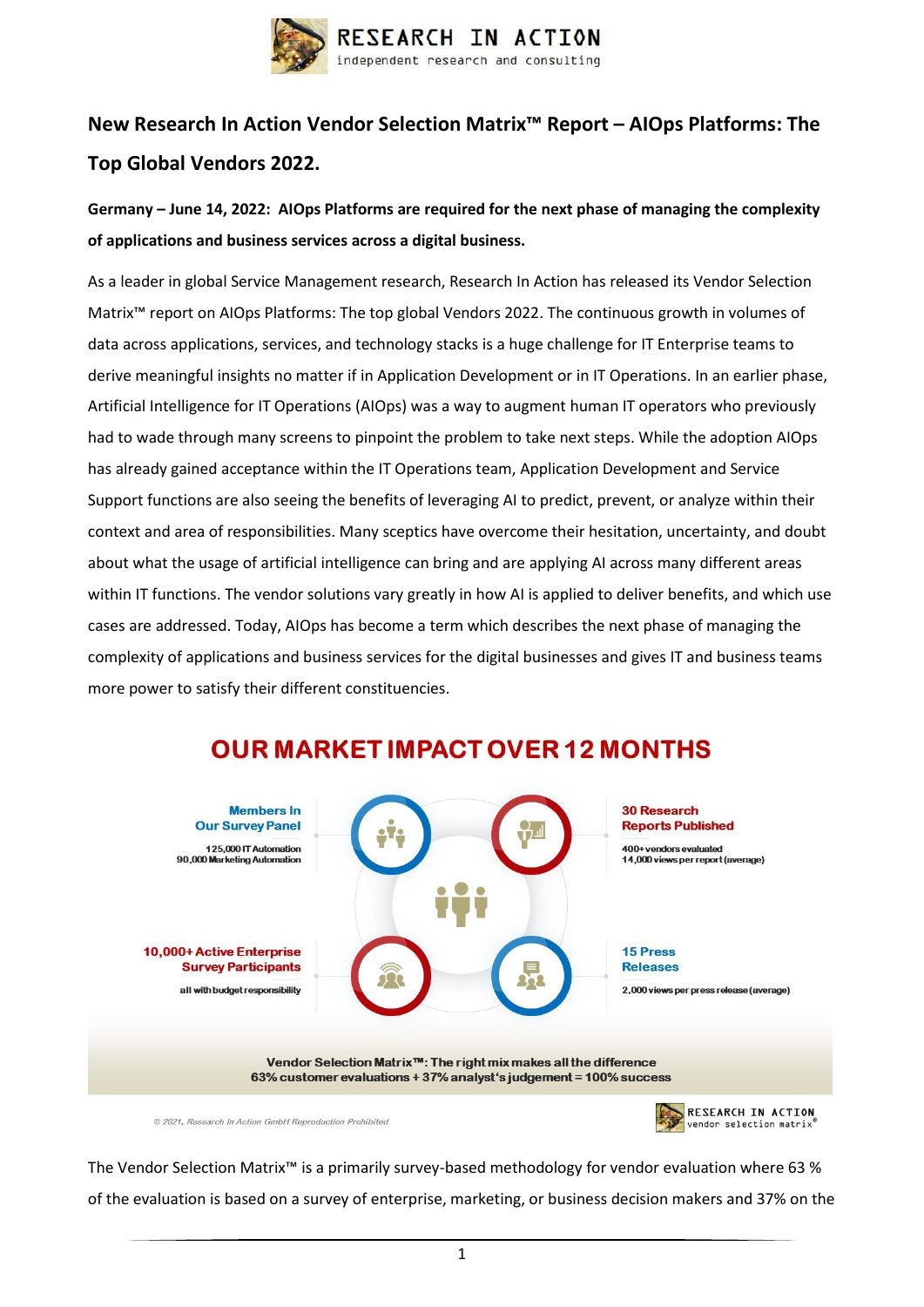## New Research In Action Vendor Selection Matrix™ Report – AIOps Platforms: The Top Global Vendors 2022.

**Germany – June 14, 2022: AIOps Platforms are required for the next phase of managing the complexity of applications and business services across a digital business.**

As a leader in global Service Management research, Research In Action has released its Vendor Selection Matrix™ report on AIOps Platforms: The top global Vendors 2022. The continuous growth in volumes of data across applications, services, and technology stacks is a huge challenge for IT Enterprise teams to derive meaningful insights no matter if in Application Development or in IT Operations. In an earlier phase, Artificial Intelligence for IT Operations (AIOps) was a way to augment human IT operators who previously had to wade through many screens to pinpoint the problem to take next steps. While the adoption AIOps has already gained acceptance within the IT Operations team, Application Development and Service Support functions are also seeing the benefits of leveraging AI to predict, prevent, or analyze within their context and area of responsibilities. Many sceptics have overcome their hesitation, uncertainty, and doubt about what the usage of artificial intelligence can bring and are applying AI across many different areas within IT functions. The vendor solutions vary greatly in how AI is applied to deliver benefits, and which use cases are addressed. Today, AIOps has become a term which describes the next phase of managing the complexity of applications and business services for the digital businesses and gives IT and business teams more power to satisfy their different constituencies.

### OUR MARKET IMPACT OVER 12 MONTHS

**Members In Our Survey Panel**
125,000 IT Automation
90,000 Marketing Automation

**30 Research Reports Published**
400+ vendors evaluated
14,000 views per report (average)

**10,000+ Active Enterprise Survey Participants**
all with budget responsibility

**15 Press Releases**
2,000 views per press release (average)

**Vendor Selection Matrix™: The right mix makes all the difference**
**63% customer evaluations + 37% analyst's judgement = 100% success**

© 2021, Research In Action GmbH Reproduction Prohibited

The Vendor Selection Matrix™ is a primarily survey-based methodology for vendor evaluation where 63 % of the evaluation is based on a survey of enterprise, marketing, or business decision makers and 37% on the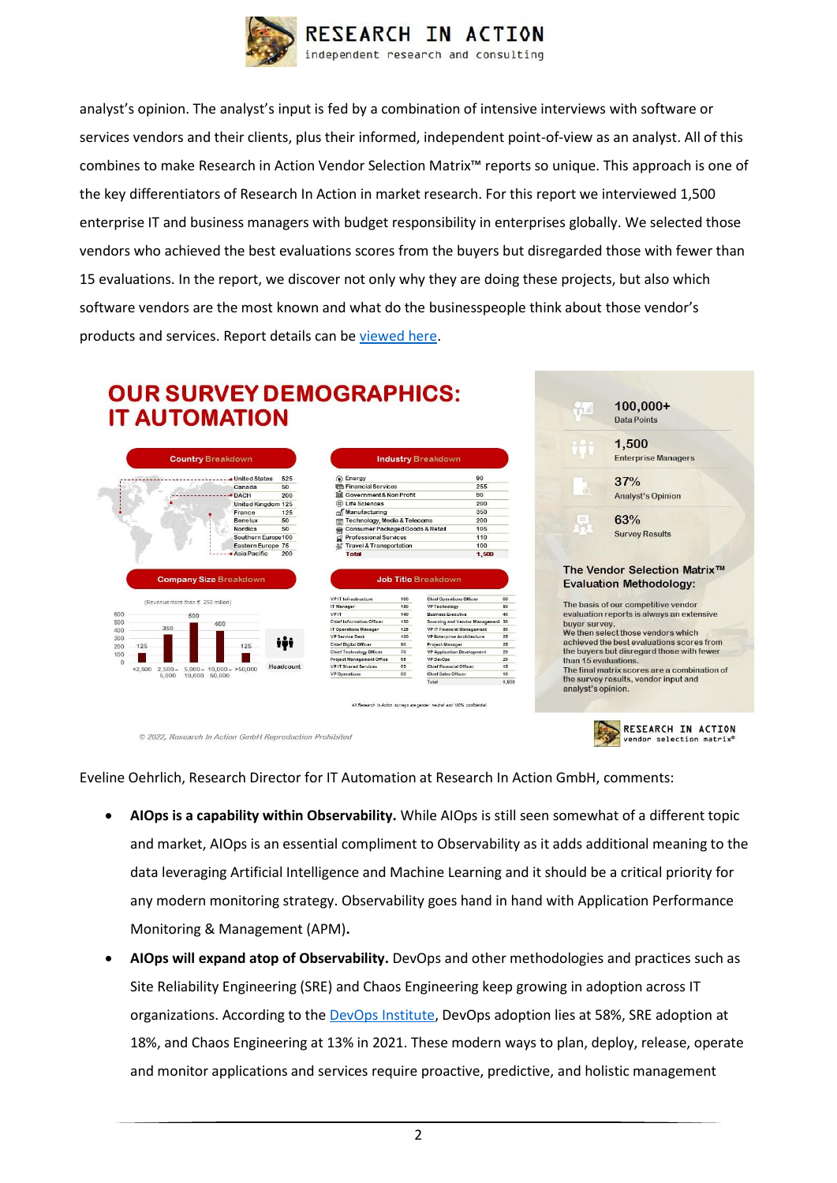analyst's opinion. The analyst's input is fed by a combination of intensive interviews with software or services vendors and their clients, plus their informed, independent point-of-view as an analyst. All of this combines to make Research in Action Vendor Selection Matrix™ reports so unique. This approach is one of the key differentiators of Research In Action in market research. For this report we interviewed 1,500 enterprise IT and business managers with budget responsibility in enterprises globally. We selected those vendors who achieved the best evaluations scores from the buyers but disregarded those with fewer than 15 evaluations. In the report, we discover not only why they are doing these projects, but also which software vendors are the most known and what do the businesspeople think about those vendor's products and services. Report details can be viewed here.

## OUR SURVEY DEMOGRAPHICS: IT AUTOMATION

**Country Breakdown**

| Country | Count |
|---|---|
| United States | 525 |
| Canada | 50 |
| DACH | 200 |
| United Kingdom | 125 |
| France | 125 |
| Benelux | 50 |
| Nordics | 50 |
| Southern Europe | 100 |
| Eastern Europe | 75 |
| Asia Pacific | 200 |

**Industry Breakdown**

| Industry | Count |
|---|---|
| Energy | 90 |
| Financial Services | 255 |
| Government & Non Profit | 90 |
| Life Sciences | 200 |
| Manufacturing | 350 |
| Technology, Media & Telecoms | 200 |
| Consumer Packaged Goods & Retail | 105 |
| Professional Services | 110 |
| Travel & Transportation | 100 |
| Total | 1,500 |

**Company Size Breakdown**

(Revenue more than € 250 million)

| Headcount | <2,500 | 2,500–5,000 | 5,000–10,000 | 10,000–50,000 | >50,000 |
|---|---|---|---|---|---|
| Respondents | 125 | 350 | 500 | 400 | 125 |

**Job Title Breakdown**

| Job Title | Count | Job Title | Count |
|---|---|---|---|
| VP IT Infrastructure | 160 | Chief Operations Officer | 60 |
| IT Manager | 150 | VP Technology | 50 |
| VP IT | 140 | Business Executive | 40 |
| Chief Information Officer | 130 | Sourcing and Vendor Management | 30 |
| IT Operations Manager | 125 | VP IT Financial Management | 30 |
| VP Service Desk | 120 | VP Enterprise Architecture | 25 |
| Chief Digital Officer | 90 | Project Manager | 25 |
| Chief Technology Officer | 70 | VP Application Development | 20 |
| Project Management Office | 65 | VP DevOps | 20 |
| VP IT Shared Services | 65 | Chief Financial Officer | 15 |
| VP Operations | 60 | Chief Sales Officer | 10 |
| | | Total | 1,500 |

All Research In Action surveys are gender neutral and 100% confidential.

- **100,000+** Data Points
- **1,500** Enterprise Managers
- **37%** Analyst's Opinion
- **63%** Survey Results

**The Vendor Selection Matrix™ Evaluation Methodology:**

The basis of our competitive vendor evaluation reports is always an extensive buyer survey.
We then select those vendors which achieved the best evaluations scores from the buyers but disregard those with fewer than 15 evaluations.
The final matrix scores are a combination of the survey results, vendor input and analyst's opinion.

© 2022, Research In Action GmbH Reproduction Prohibited

Eveline Oehrlich, Research Director for IT Automation at Research In Action GmbH, comments:

- **AIOps is a capability within Observability.** While AIOps is still seen somewhat of a different topic and market, AIOps is an essential compliment to Observability as it adds additional meaning to the data leveraging Artificial Intelligence and Machine Learning and it should be a critical priority for any modern monitoring strategy. Observability goes hand in hand with Application Performance Monitoring & Management (APM).
- **AIOps will expand atop of Observability.** DevOps and other methodologies and practices such as Site Reliability Engineering (SRE) and Chaos Engineering keep growing in adoption across IT organizations. According to the DevOps Institute, DevOps adoption lies at 58%, SRE adoption at 18%, and Chaos Engineering at 13% in 2021. These modern ways to plan, deploy, release, operate and monitor applications and services require proactive, predictive, and holistic management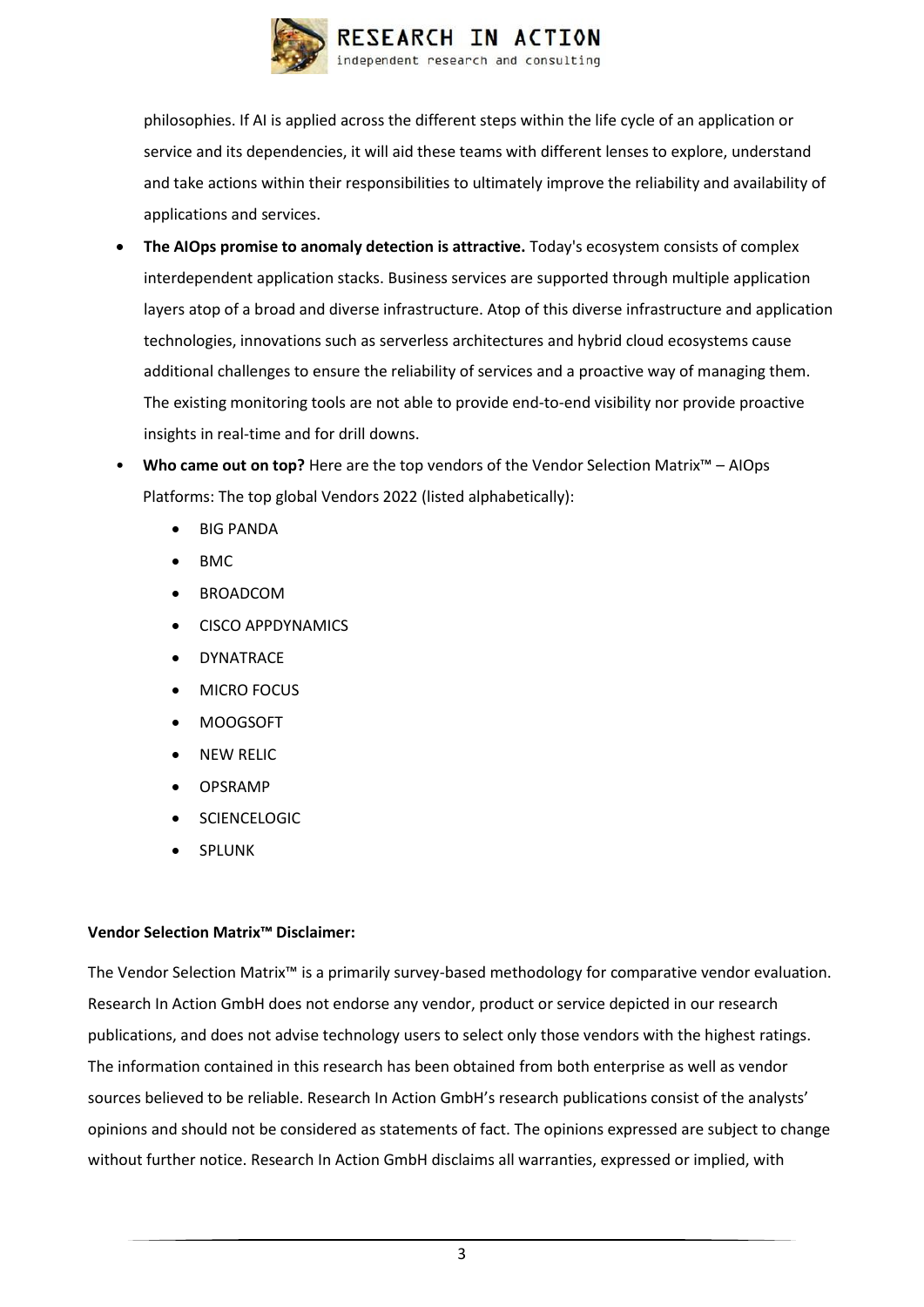philosophies. If AI is applied across the different steps within the life cycle of an application or service and its dependencies, it will aid these teams with different lenses to explore, understand and take actions within their responsibilities to ultimately improve the reliability and availability of applications and services.

- **The AIOps promise to anomaly detection is attractive.** Today's ecosystem consists of complex interdependent application stacks. Business services are supported through multiple application layers atop of a broad and diverse infrastructure. Atop of this diverse infrastructure and application technologies, innovations such as serverless architectures and hybrid cloud ecosystems cause additional challenges to ensure the reliability of services and a proactive way of managing them. The existing monitoring tools are not able to provide end-to-end visibility nor provide proactive insights in real-time and for drill downs.
- **Who came out on top?** Here are the top vendors of the Vendor Selection Matrix™ – AIOps Platforms: The top global Vendors 2022 (listed alphabetically):
    - BIG PANDA
    - BMC
    - BROADCOM
    - CISCO APPDYNAMICS
    - DYNATRACE
    - MICRO FOCUS
    - MOOGSOFT
    - NEW RELIC
    - OPSRAMP
    - SCIENCELOGIC
    - SPLUNK

**Vendor Selection Matrix™ Disclaimer:**

The Vendor Selection Matrix™ is a primarily survey-based methodology for comparative vendor evaluation. Research In Action GmbH does not endorse any vendor, product or service depicted in our research publications, and does not advise technology users to select only those vendors with the highest ratings. The information contained in this research has been obtained from both enterprise as well as vendor sources believed to be reliable. Research In Action GmbH's research publications consist of the analysts' opinions and should not be considered as statements of fact. The opinions expressed are subject to change without further notice. Research In Action GmbH disclaims all warranties, expressed or implied, with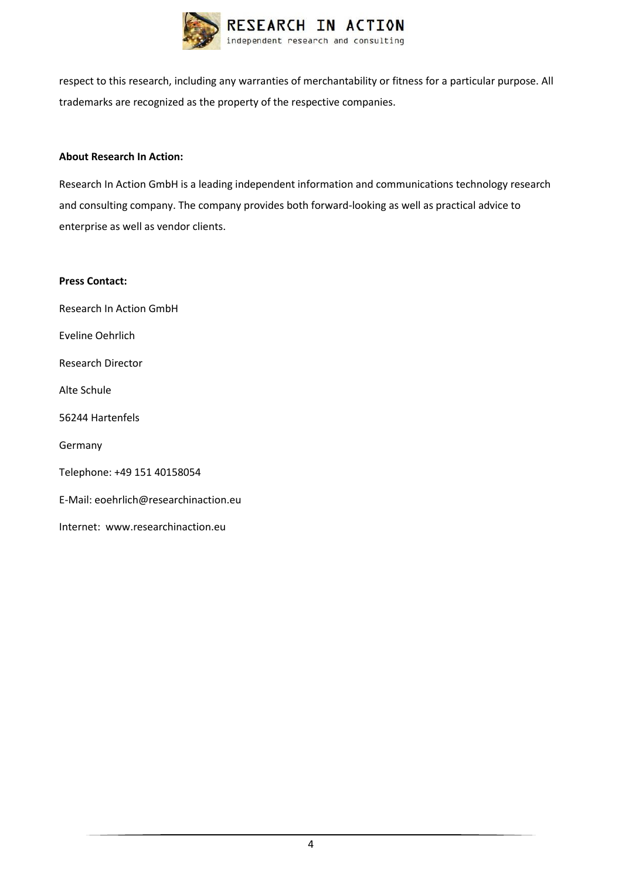respect to this research, including any warranties of merchantability or fitness for a particular purpose. All trademarks are recognized as the property of the respective companies.

**About Research In Action:**

Research In Action GmbH is a leading independent information and communications technology research and consulting company. The company provides both forward-looking as well as practical advice to enterprise as well as vendor clients.

**Press Contact:**

Research In Action GmbH

Eveline Oehrlich

Research Director

Alte Schule

56244 Hartenfels

Germany

Telephone: +49 151 40158054

E-Mail: eoehrlich@researchinaction.eu

Internet: www.researchinaction.eu